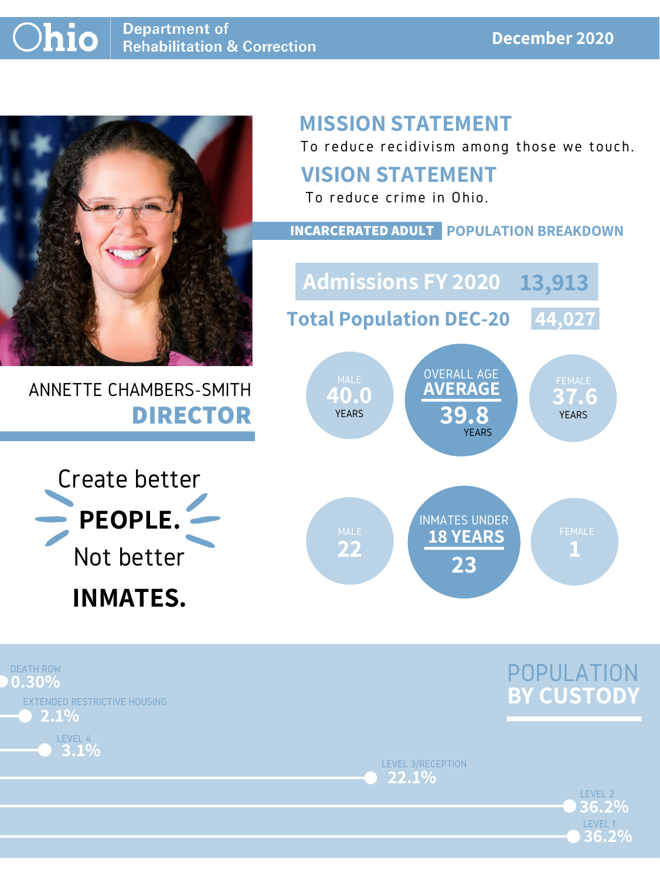# Ohio Department of Rehabilitation & Correction

December 2020

ANNETTE CHAMBERS-SMITH

**DIRECTOR**

Create better **PEOPLE.** Not better **INMATES.**

## MISSION STATEMENT

To reduce recidivism among those we touch.

## VISION STATEMENT

To reduce crime in Ohio.

## INCARCERATED ADULT POPULATION BREAKDOWN

**Admissions FY 2020:** 13,913

**Total Population DEC-20:** 44,027

| | Male | Overall | Female |
|---|---|---|---|
| Age Average | 40.0 years | 39.8 years | 37.6 years |
| Inmates Under 18 Years | 22 | 23 | 1 |

## POPULATION BY CUSTODY

| Custody | Percentage |
|---|---|
| Death Row | 0.30% |
| Extended Restrictive Housing | 2.1% |
| Level 4 | 3.1% |
| Level 3/Reception | 22.1% |
| Level 2 | 36.2% |
| Level 1 | 36.2% |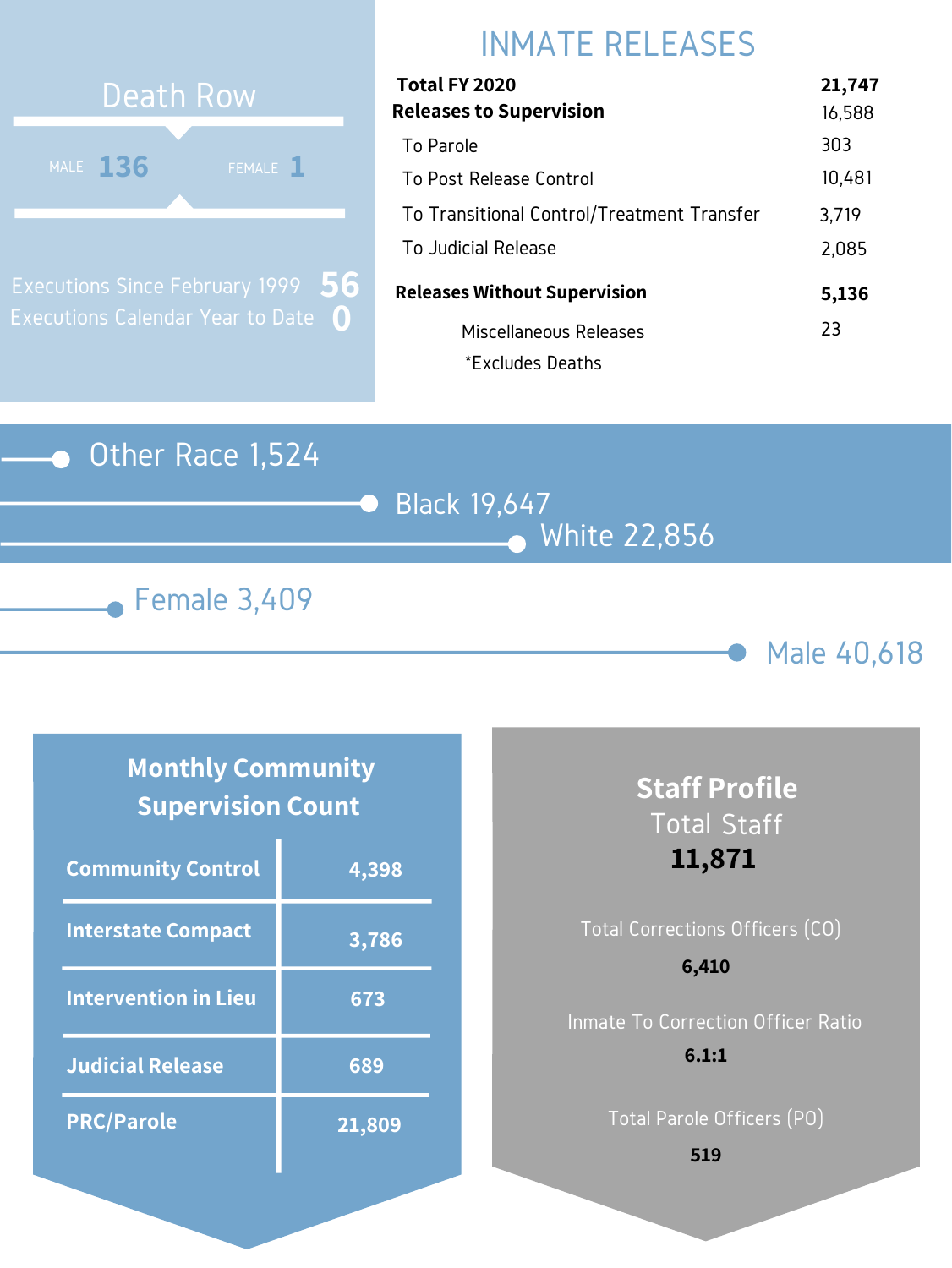## Death Row

| MALE | FEMALE |
| --- | --- |
| 136 | 1 |

Executions Since February 1999 **56**

Executions Calendar Year to Date **0**

## INMATE RELEASES

| | |
| --- | --- |
| **Total FY 2020** | **21,747** |
| **Releases to Supervision** | 16,588 |
| To Parole | 303 |
| To Post Release Control | 10,481 |
| To Transitional Control/Treatment Transfer | 3,719 |
| To Judicial Release | 2,085 |
| **Releases Without Supervision** | **5,136** |
| Miscellaneous Releases | 23 |

*Excludes Deaths

Other Race 1,524

Black 19,647

White 22,856

Female 3,409

Male 40,618

## Monthly Community Supervision Count

| | |
| --- | --- |
| **Community Control** | **4,398** |
| **Interstate Compact** | **3,786** |
| **Intervention in Lieu** | **673** |
| **Judicial Release** | **689** |
| **PRC/Parole** | **21,809** |

## Staff Profile

Total Staff

**11,871**

Total Corrections Officers (CO)

**6,410**

Inmate To Correction Officer Ratio

**6.1:1**

Total Parole Officers (PO)

**519**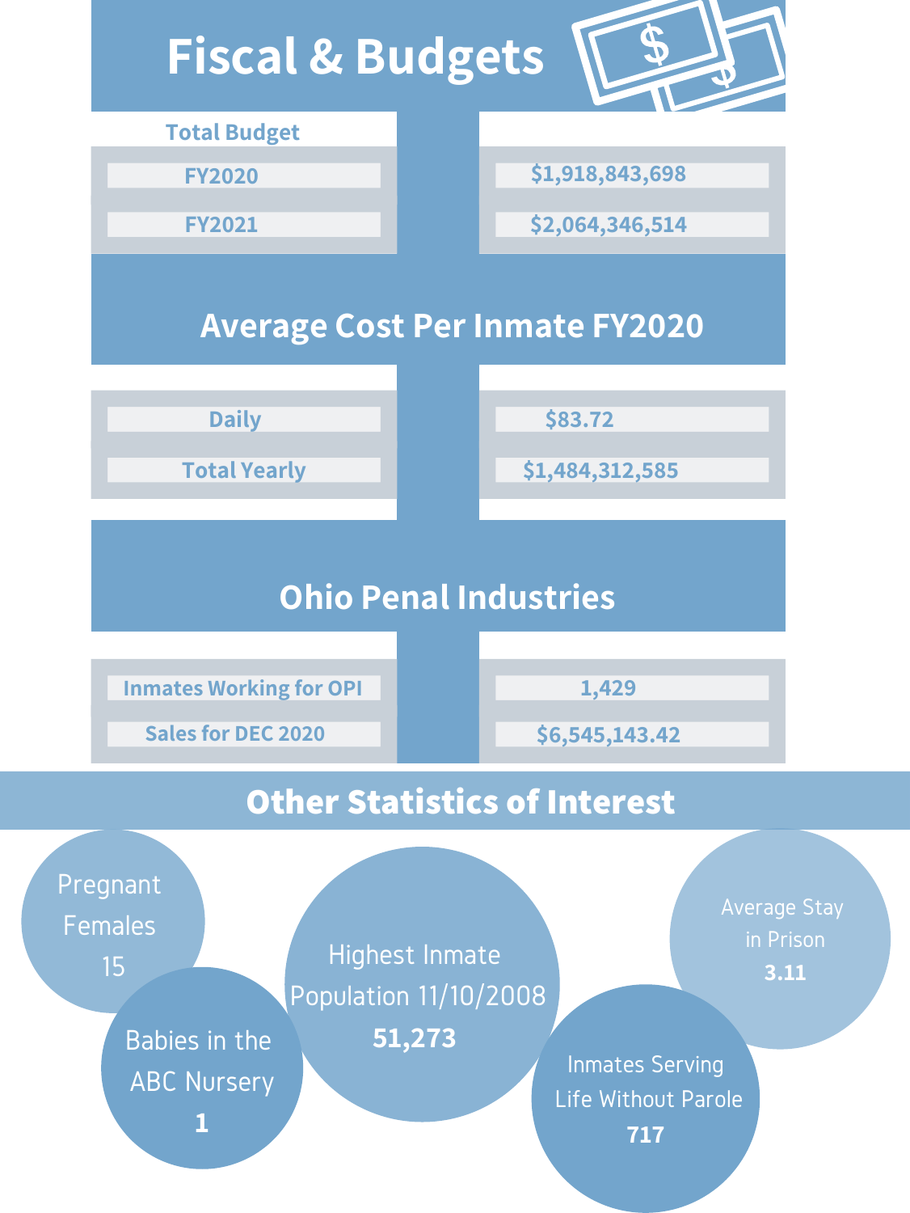# Fiscal & Budgets

## Total Budget

| | |
|---|---|
| FY2020 | $1,918,843,698 |
| FY2021 | $2,064,346,514 |

## Average Cost Per Inmate FY2020

| | |
|---|---|
| Daily | $83.72 |
| Total Yearly | $1,484,312,585 |

## Ohio Penal Industries

| | |
|---|---|
| Inmates Working for OPI | 1,429 |
| Sales for DEC 2020 | $6,545,143.42 |

## Other Statistics of Interest

Pregnant Females
15

Babies in the ABC Nursery
**1**

Highest Inmate Population 11/10/2008
**51,273**

Inmates Serving Life Without Parole
**717**

Average Stay in Prison
**3.11**